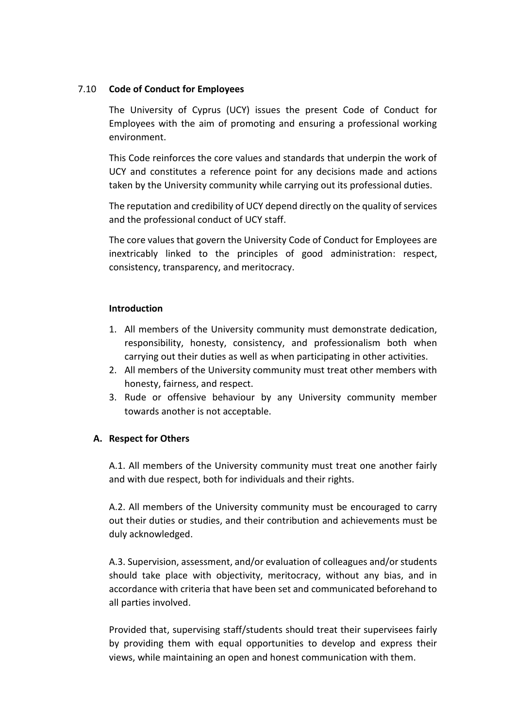## 7.10 **Code of Conduct for Employees**

The University of Cyprus (UCY) issues the present Code of Conduct for Employees with the aim of promoting and ensuring a professional working environment.

This Code reinforces the core values and standards that underpin the work of UCY and constitutes a reference point for any decisions made and actions taken by the University community while carrying out its professional duties.

The reputation and credibility of UCY depend directly on the quality of services and the professional conduct of UCY staff.

The core values that govern the University Code of Conduct for Employees are inextricably linked to the principles of good administration: respect, consistency, transparency, and meritocracy.

### **Introduction**

1. All members of the University community must demonstrate dedication, responsibility, honesty, consistency, and professionalism both when carrying out their duties as well as when participating in other activities.
2. All members of the University community must treat other members with honesty, fairness, and respect.
3. Rude or offensive behaviour by any University community member towards another is not acceptable.

### **A. Respect for Others**

A.1. All members of the University community must treat one another fairly and with due respect, both for individuals and their rights.

A.2. All members of the University community must be encouraged to carry out their duties or studies, and their contribution and achievements must be duly acknowledged.

A.3. Supervision, assessment, and/or evaluation of colleagues and/or students should take place with objectivity, meritocracy, without any bias, and in accordance with criteria that have been set and communicated beforehand to all parties involved.

Provided that, supervising staff/students should treat their supervisees fairly by providing them with equal opportunities to develop and express their views, while maintaining an open and honest communication with them.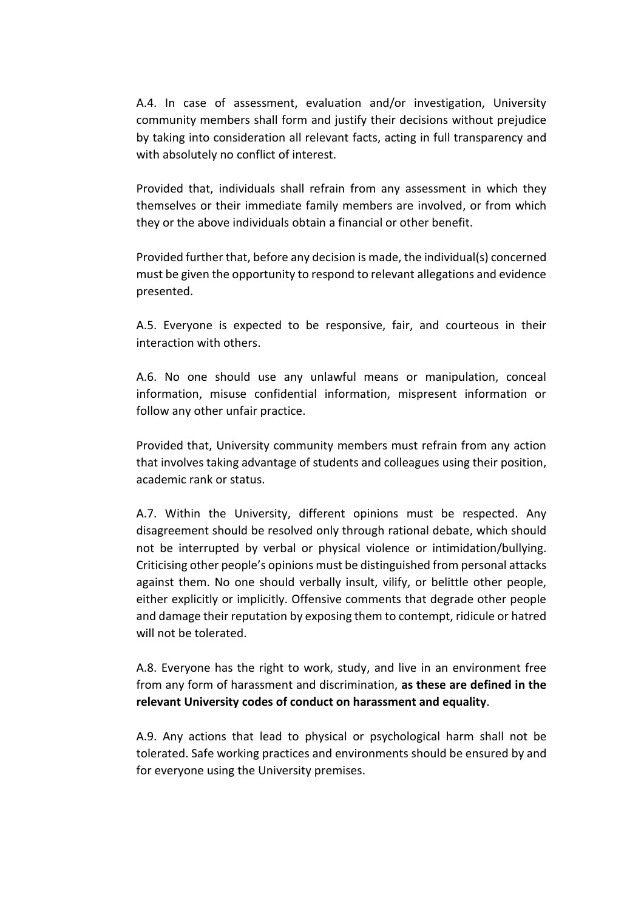A.4. In case of assessment, evaluation and/or investigation, University community members shall form and justify their decisions without prejudice by taking into consideration all relevant facts, acting in full transparency and with absolutely no conflict of interest.

Provided that, individuals shall refrain from any assessment in which they themselves or their immediate family members are involved, or from which they or the above individuals obtain a financial or other benefit.

Provided further that, before any decision is made, the individual(s) concerned must be given the opportunity to respond to relevant allegations and evidence presented.

A.5. Everyone is expected to be responsive, fair, and courteous in their interaction with others.

A.6. No one should use any unlawful means or manipulation, conceal information, misuse confidential information, mispresent information or follow any other unfair practice.

Provided that, University community members must refrain from any action that involves taking advantage of students and colleagues using their position, academic rank or status.

A.7. Within the University, different opinions must be respected. Any disagreement should be resolved only through rational debate, which should not be interrupted by verbal or physical violence or intimidation/bullying. Criticising other people's opinions must be distinguished from personal attacks against them. No one should verbally insult, vilify, or belittle other people, either explicitly or implicitly. Offensive comments that degrade other people and damage their reputation by exposing them to contempt, ridicule or hatred will not be tolerated.

A.8. Everyone has the right to work, study, and live in an environment free from any form of harassment and discrimination, **as these are defined in the relevant University codes of conduct on harassment and equality**.

A.9. Any actions that lead to physical or psychological harm shall not be tolerated. Safe working practices and environments should be ensured by and for everyone using the University premises.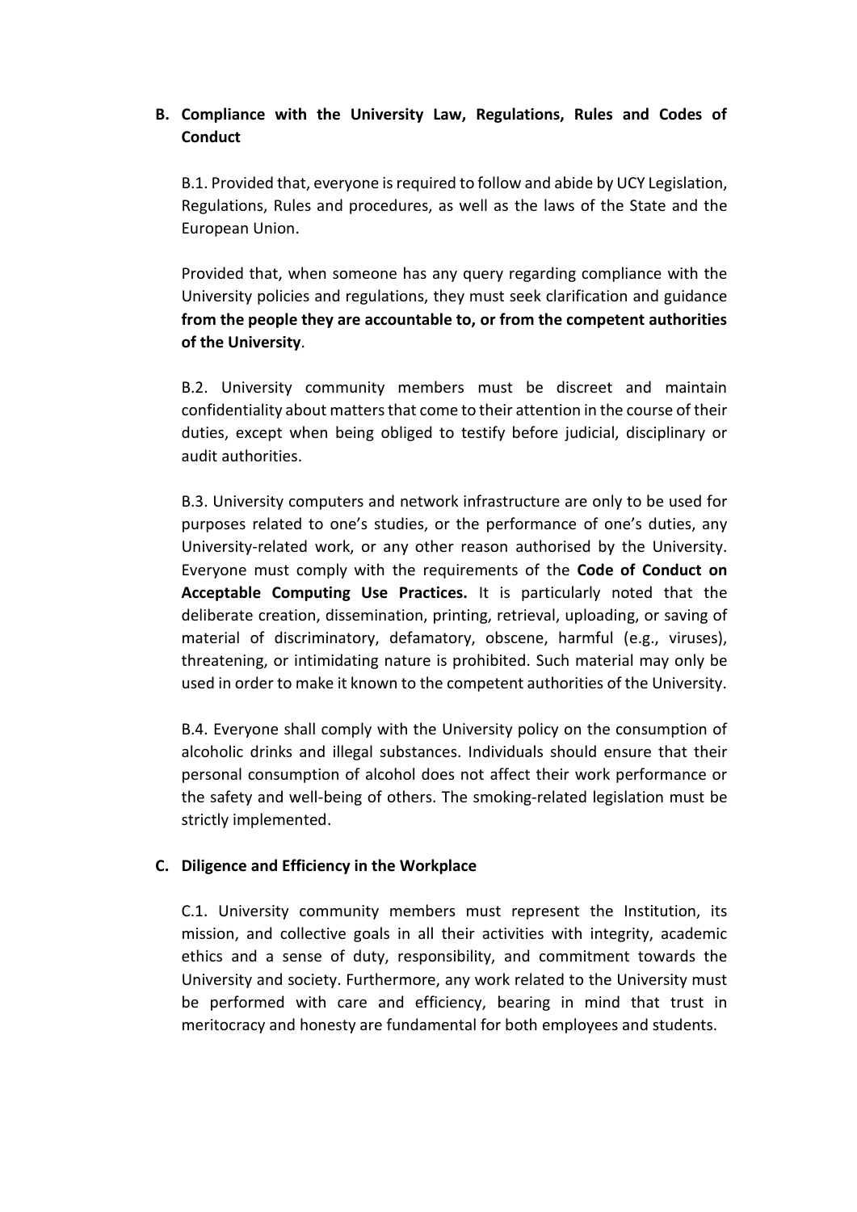## B. Compliance with the University Law, Regulations, Rules and Codes of Conduct

B.1. Provided that, everyone is required to follow and abide by UCY Legislation, Regulations, Rules and procedures, as well as the laws of the State and the European Union.

Provided that, when someone has any query regarding compliance with the University policies and regulations, they must seek clarification and guidance **from the people they are accountable to, or from the competent authorities of the University**.

B.2. University community members must be discreet and maintain confidentiality about matters that come to their attention in the course of their duties, except when being obliged to testify before judicial, disciplinary or audit authorities.

B.3. University computers and network infrastructure are only to be used for purposes related to one's studies, or the performance of one's duties, any University-related work, or any other reason authorised by the University. Everyone must comply with the requirements of the **Code of Conduct on Acceptable Computing Use Practices.** It is particularly noted that the deliberate creation, dissemination, printing, retrieval, uploading, or saving of material of discriminatory, defamatory, obscene, harmful (e.g., viruses), threatening, or intimidating nature is prohibited. Such material may only be used in order to make it known to the competent authorities of the University.

B.4. Everyone shall comply with the University policy on the consumption of alcoholic drinks and illegal substances. Individuals should ensure that their personal consumption of alcohol does not affect their work performance or the safety and well-being of others. The smoking-related legislation must be strictly implemented.

## C. Diligence and Efficiency in the Workplace

C.1. University community members must represent the Institution, its mission, and collective goals in all their activities with integrity, academic ethics and a sense of duty, responsibility, and commitment towards the University and society. Furthermore, any work related to the University must be performed with care and efficiency, bearing in mind that trust in meritocracy and honesty are fundamental for both employees and students.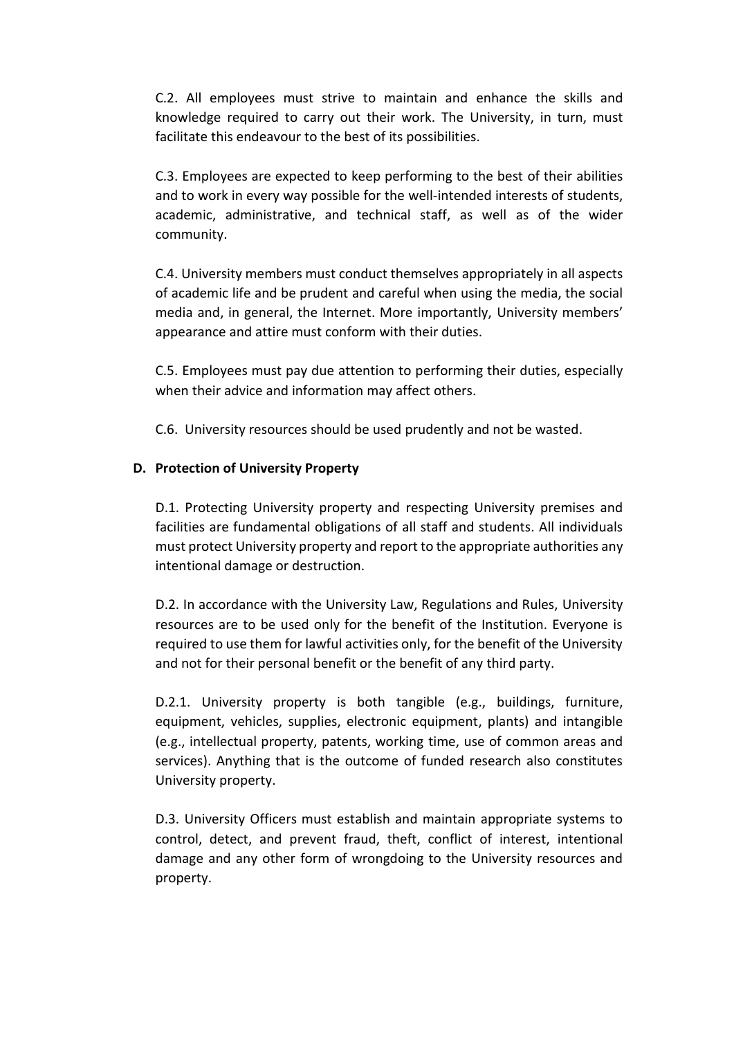C.2. All employees must strive to maintain and enhance the skills and knowledge required to carry out their work. The University, in turn, must facilitate this endeavour to the best of its possibilities.

C.3. Employees are expected to keep performing to the best of their abilities and to work in every way possible for the well-intended interests of students, academic, administrative, and technical staff, as well as of the wider community.

C.4. University members must conduct themselves appropriately in all aspects of academic life and be prudent and careful when using the media, the social media and, in general, the Internet. More importantly, University members' appearance and attire must conform with their duties.

C.5. Employees must pay due attention to performing their duties, especially when their advice and information may affect others.

C.6. University resources should be used prudently and not be wasted.

## D. Protection of University Property

D.1. Protecting University property and respecting University premises and facilities are fundamental obligations of all staff and students. All individuals must protect University property and report to the appropriate authorities any intentional damage or destruction.

D.2. In accordance with the University Law, Regulations and Rules, University resources are to be used only for the benefit of the Institution. Everyone is required to use them for lawful activities only, for the benefit of the University and not for their personal benefit or the benefit of any third party.

D.2.1. University property is both tangible (e.g., buildings, furniture, equipment, vehicles, supplies, electronic equipment, plants) and intangible (e.g., intellectual property, patents, working time, use of common areas and services). Anything that is the outcome of funded research also constitutes University property.

D.3. University Officers must establish and maintain appropriate systems to control, detect, and prevent fraud, theft, conflict of interest, intentional damage and any other form of wrongdoing to the University resources and property.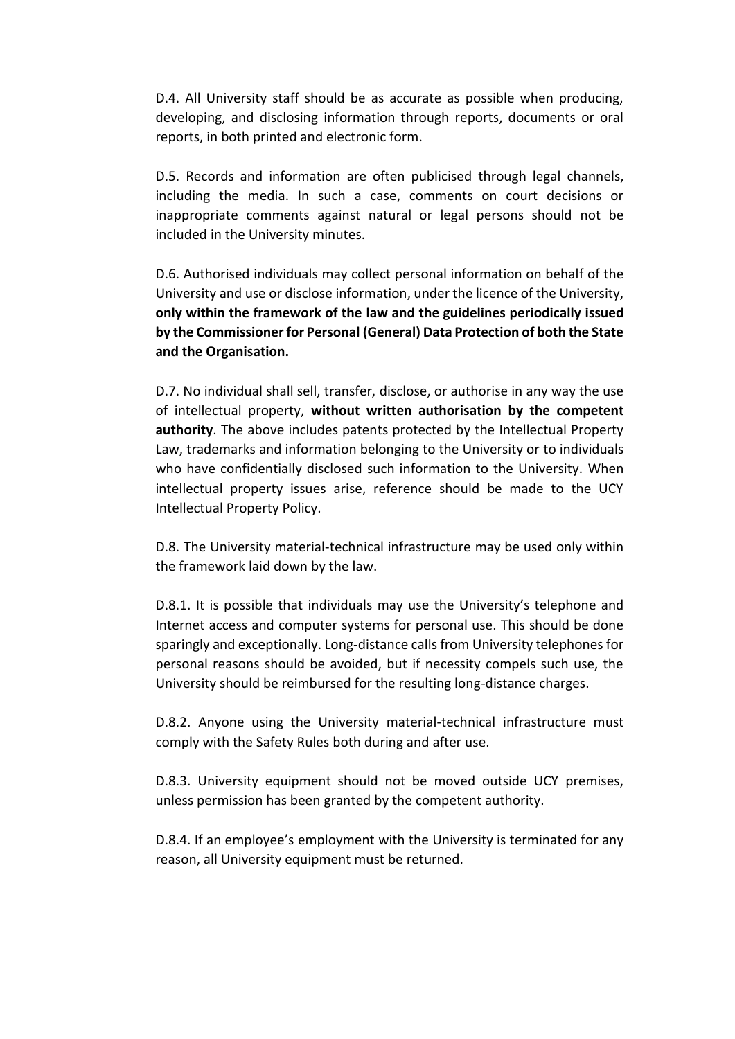D.4. All University staff should be as accurate as possible when producing, developing, and disclosing information through reports, documents or oral reports, in both printed and electronic form.

D.5. Records and information are often publicised through legal channels, including the media. In such a case, comments on court decisions or inappropriate comments against natural or legal persons should not be included in the University minutes.

D.6. Authorised individuals may collect personal information on behalf of the University and use or disclose information, under the licence of the University, **only within the framework of the law and the guidelines periodically issued by the Commissioner for Personal (General) Data Protection of both the State and the Organisation.**

D.7. No individual shall sell, transfer, disclose, or authorise in any way the use of intellectual property, **without written authorisation by the competent authority**. The above includes patents protected by the Intellectual Property Law, trademarks and information belonging to the University or to individuals who have confidentially disclosed such information to the University. When intellectual property issues arise, reference should be made to the UCY Intellectual Property Policy.

D.8. The University material-technical infrastructure may be used only within the framework laid down by the law.

D.8.1. It is possible that individuals may use the University's telephone and Internet access and computer systems for personal use. This should be done sparingly and exceptionally. Long-distance calls from University telephones for personal reasons should be avoided, but if necessity compels such use, the University should be reimbursed for the resulting long-distance charges.

D.8.2. Anyone using the University material-technical infrastructure must comply with the Safety Rules both during and after use.

D.8.3. University equipment should not be moved outside UCY premises, unless permission has been granted by the competent authority.

D.8.4. If an employee's employment with the University is terminated for any reason, all University equipment must be returned.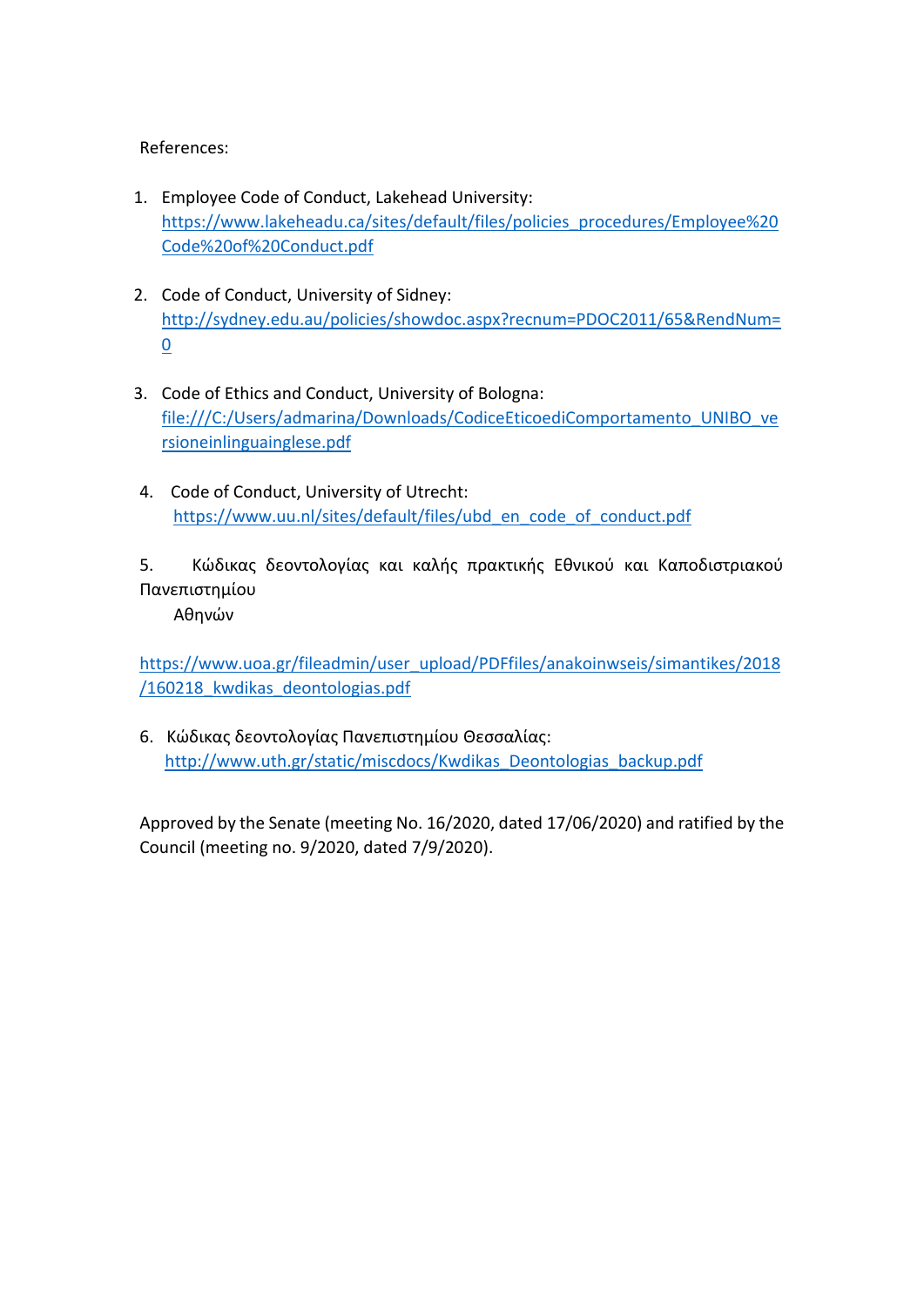References:

1. Employee Code of Conduct, Lakehead University: https://www.lakeheadu.ca/sites/default/files/policies_procedures/Employee%20Code%20of%20Conduct.pdf

2. Code of Conduct, University of Sidney: http://sydney.edu.au/policies/showdoc.aspx?recnum=PDOC2011/65&RendNum=0

3. Code of Ethics and Conduct, University of Bologna: file:///C:/Users/admarina/Downloads/CodiceEticoediComportamento_UNIBO_versioneinlinguainglese.pdf

4. Code of Conduct, University of Utrecht: https://www.uu.nl/sites/default/files/ubd_en_code_of_conduct.pdf

5. Κώδικας δεοντολογίας και καλής πρακτικής Εθνικού και Καποδιστριακού Πανεπιστημίου Αθηνών

https://www.uoa.gr/fileadmin/user_upload/PDFfiles/anakoinwseis/simantikes/2018/160218_kwdikas_deontologias.pdf

6. Κώδικας δεοντολογίας Πανεπιστημίου Θεσσαλίας: http://www.uth.gr/static/miscdocs/Kwdikas_Deontologias_backup.pdf

Approved by the Senate (meeting No. 16/2020, dated 17/06/2020) and ratified by the Council (meeting no. 9/2020, dated 7/9/2020).